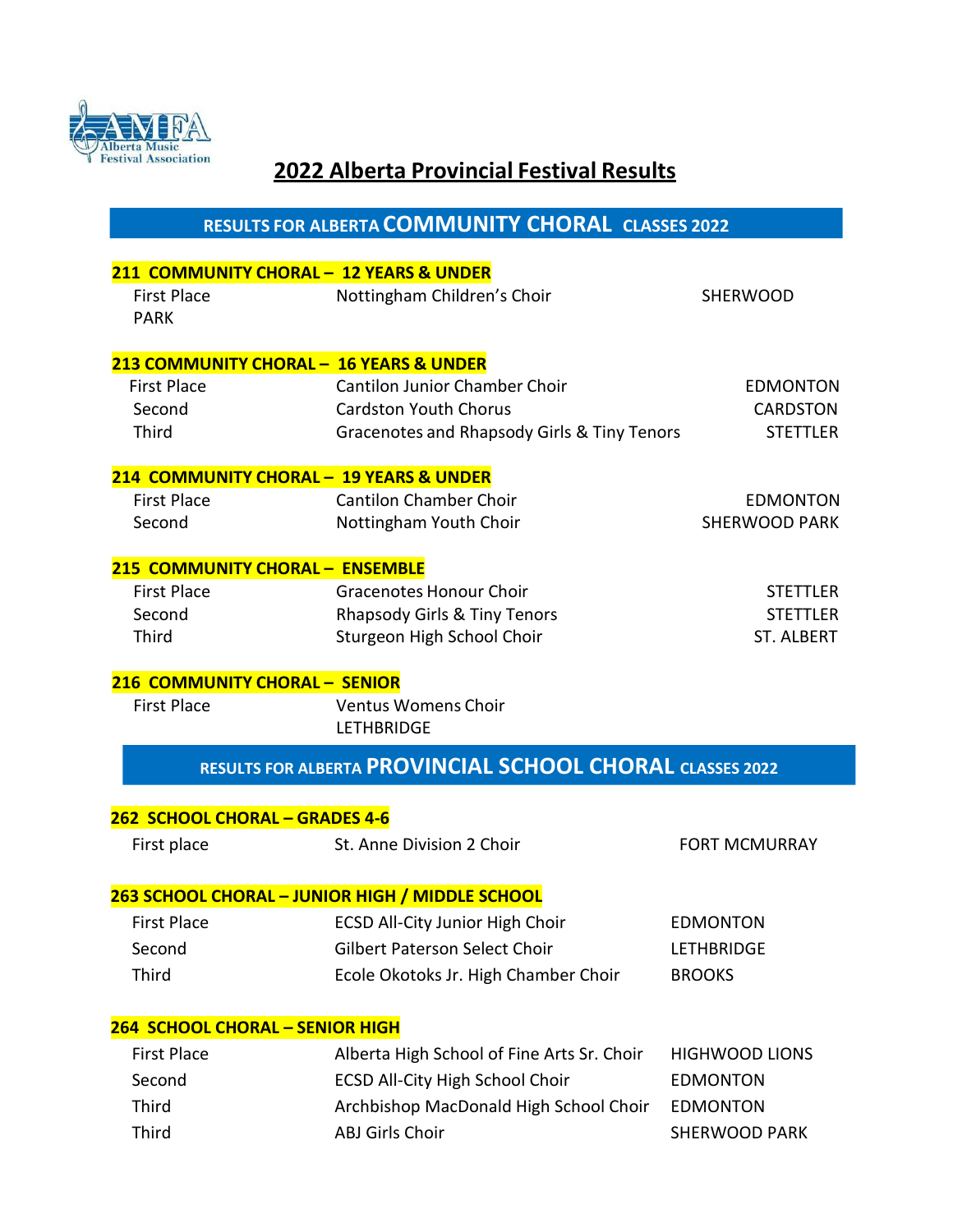Alberta Music Festival Association

# 2022 Alberta Provincial Festival Results

## RESULTS FOR ALBERTA COMMUNITY CHORAL CLASSES 2022

### 211 COMMUNITY CHORAL – 12 YEARS & UNDER

| | | |
|---|---|---|
| First Place | Nottingham Children's Choir | SHERWOOD PARK |

### 213 COMMUNITY CHORAL – 16 YEARS & UNDER

| | | |
|---|---|---|
| First Place | Cantilon Junior Chamber Choir | EDMONTON |
| Second | Cardston Youth Chorus | CARDSTON |
| Third | Gracenotes and Rhapsody Girls & Tiny Tenors | STETTLER |

### 214 COMMUNITY CHORAL – 19 YEARS & UNDER

| | | |
|---|---|---|
| First Place | Cantilon Chamber Choir | EDMONTON |
| Second | Nottingham Youth Choir | SHERWOOD PARK |

### 215 COMMUNITY CHORAL – ENSEMBLE

| | | |
|---|---|---|
| First Place | Gracenotes Honour Choir | STETTLER |
| Second | Rhapsody Girls & Tiny Tenors | STETTLER |
| Third | Sturgeon High School Choir | ST. ALBERT |

### 216 COMMUNITY CHORAL – SENIOR

| | | |
|---|---|---|
| First Place | Ventus Womens Choir | LETHBRIDGE |

## RESULTS FOR ALBERTA PROVINCIAL SCHOOL CHORAL CLASSES 2022

### 262 SCHOOL CHORAL – GRADES 4-6

| | | |
|---|---|---|
| First place | St. Anne Division 2 Choir | FORT MCMURRAY |

### 263 SCHOOL CHORAL – JUNIOR HIGH / MIDDLE SCHOOL

| | | |
|---|---|---|
| First Place | ECSD All-City Junior High Choir | EDMONTON |
| Second | Gilbert Paterson Select Choir | LETHBRIDGE |
| Third | Ecole Okotoks Jr. High Chamber Choir | BROOKS |

### 264 SCHOOL CHORAL – SENIOR HIGH

| | | |
|---|---|---|
| First Place | Alberta High School of Fine Arts Sr. Choir | HIGHWOOD LIONS |
| Second | ECSD All-City High School Choir | EDMONTON |
| Third | Archbishop MacDonald High School Choir | EDMONTON |
| Third | ABJ Girls Choir | SHERWOOD PARK |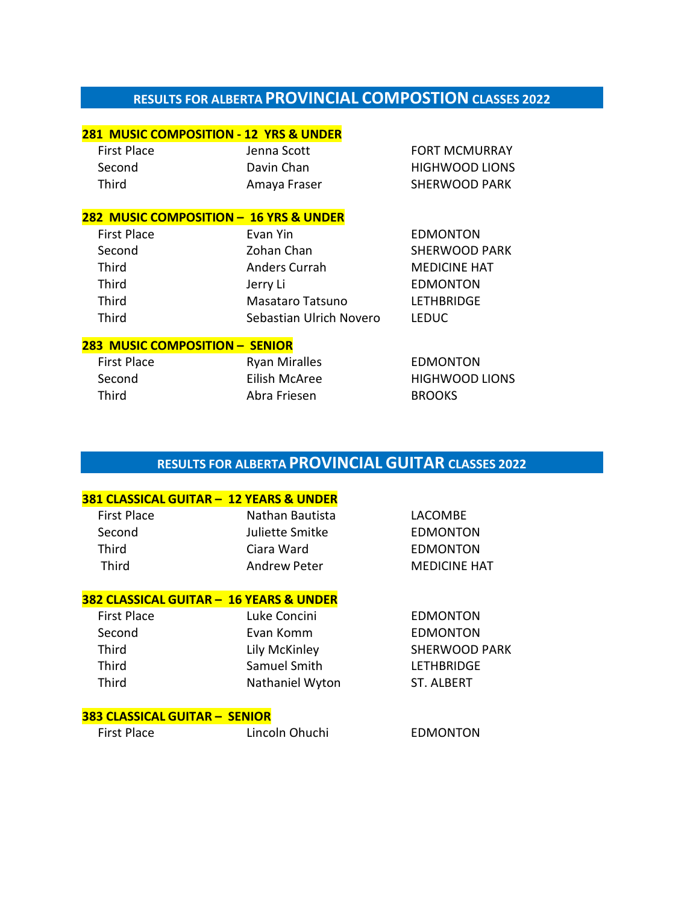## RESULTS FOR ALBERTA PROVINCIAL COMPOSTION CLASSES 2022

### 281 MUSIC COMPOSITION - 12 YRS & UNDER

| | | |
|---|---|---|
| First Place | Jenna Scott | FORT MCMURRAY |
| Second | Davin Chan | HIGHWOOD LIONS |
| Third | Amaya Fraser | SHERWOOD PARK |

### 282 MUSIC COMPOSITION – 16 YRS & UNDER

| | | |
|---|---|---|
| First Place | Evan Yin | EDMONTON |
| Second | Zohan Chan | SHERWOOD PARK |
| Third | Anders Currah | MEDICINE HAT |
| Third | Jerry Li | EDMONTON |
| Third | Masataro Tatsuno | LETHBRIDGE |
| Third | Sebastian Ulrich Novero | LEDUC |

### 283 MUSIC COMPOSITION – SENIOR

| | | |
|---|---|---|
| First Place | Ryan Miralles | EDMONTON |
| Second | Eilish McAree | HIGHWOOD LIONS |
| Third | Abra Friesen | BROOKS |

## RESULTS FOR ALBERTA PROVINCIAL GUITAR CLASSES 2022

### 381 CLASSICAL GUITAR – 12 YEARS & UNDER

| | | |
|---|---|---|
| First Place | Nathan Bautista | LACOMBE |
| Second | Juliette Smitke | EDMONTON |
| Third | Ciara Ward | EDMONTON |
| Third | Andrew Peter | MEDICINE HAT |

### 382 CLASSICAL GUITAR – 16 YEARS & UNDER

| | | |
|---|---|---|
| First Place | Luke Concini | EDMONTON |
| Second | Evan Komm | EDMONTON |
| Third | Lily McKinley | SHERWOOD PARK |
| Third | Samuel Smith | LETHBRIDGE |
| Third | Nathaniel Wyton | ST. ALBERT |

### 383 CLASSICAL GUITAR – SENIOR

| | | |
|---|---|---|
| First Place | Lincoln Ohuchi | EDMONTON |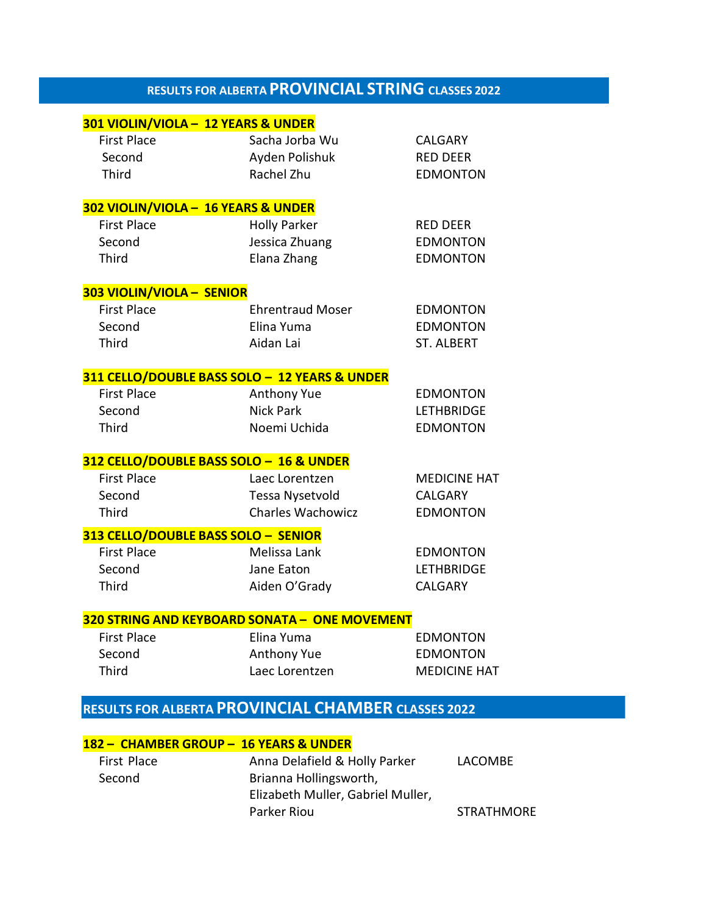# RESULTS FOR ALBERTA PROVINCIAL STRING CLASSES 2022

### 301 VIOLIN/VIOLA – 12 YEARS & UNDER

| | | |
|---|---|---|
| First Place | Sacha Jorba Wu | CALGARY |
| Second | Ayden Polishuk | RED DEER |
| Third | Rachel Zhu | EDMONTON |

### 302 VIOLIN/VIOLA – 16 YEARS & UNDER

| | | |
|---|---|---|
| First Place | Holly Parker | RED DEER |
| Second | Jessica Zhuang | EDMONTON |
| Third | Elana Zhang | EDMONTON |

### 303 VIOLIN/VIOLA – SENIOR

| | | |
|---|---|---|
| First Place | Ehrentraud Moser | EDMONTON |
| Second | Elina Yuma | EDMONTON |
| Third | Aidan Lai | ST. ALBERT |

### 311 CELLO/DOUBLE BASS SOLO – 12 YEARS & UNDER

| | | |
|---|---|---|
| First Place | Anthony Yue | EDMONTON |
| Second | Nick Park | LETHBRIDGE |
| Third | Noemi Uchida | EDMONTON |

### 312 CELLO/DOUBLE BASS SOLO – 16 & UNDER

| | | |
|---|---|---|
| First Place | Laec Lorentzen | MEDICINE HAT |
| Second | Tessa Nysetvold | CALGARY |
| Third | Charles Wachowicz | EDMONTON |

### 313 CELLO/DOUBLE BASS SOLO – SENIOR

| | | |
|---|---|---|
| First Place | Melissa Lank | EDMONTON |
| Second | Jane Eaton | LETHBRIDGE |
| Third | Aiden O'Grady | CALGARY |

### 320 STRING AND KEYBOARD SONATA – ONE MOVEMENT

| | | |
|---|---|---|
| First Place | Elina Yuma | EDMONTON |
| Second | Anthony Yue | EDMONTON |
| Third | Laec Lorentzen | MEDICINE HAT |

# RESULTS FOR ALBERTA PROVINCIAL CHAMBER CLASSES 2022

### 182 – CHAMBER GROUP – 16 YEARS & UNDER

| | | |
|---|---|---|
| First Place | Anna Delafield & Holly Parker | LACOMBE |
| Second | Brianna Hollingsworth, Elizabeth Muller, Gabriel Muller, Parker Riou | STRATHMORE |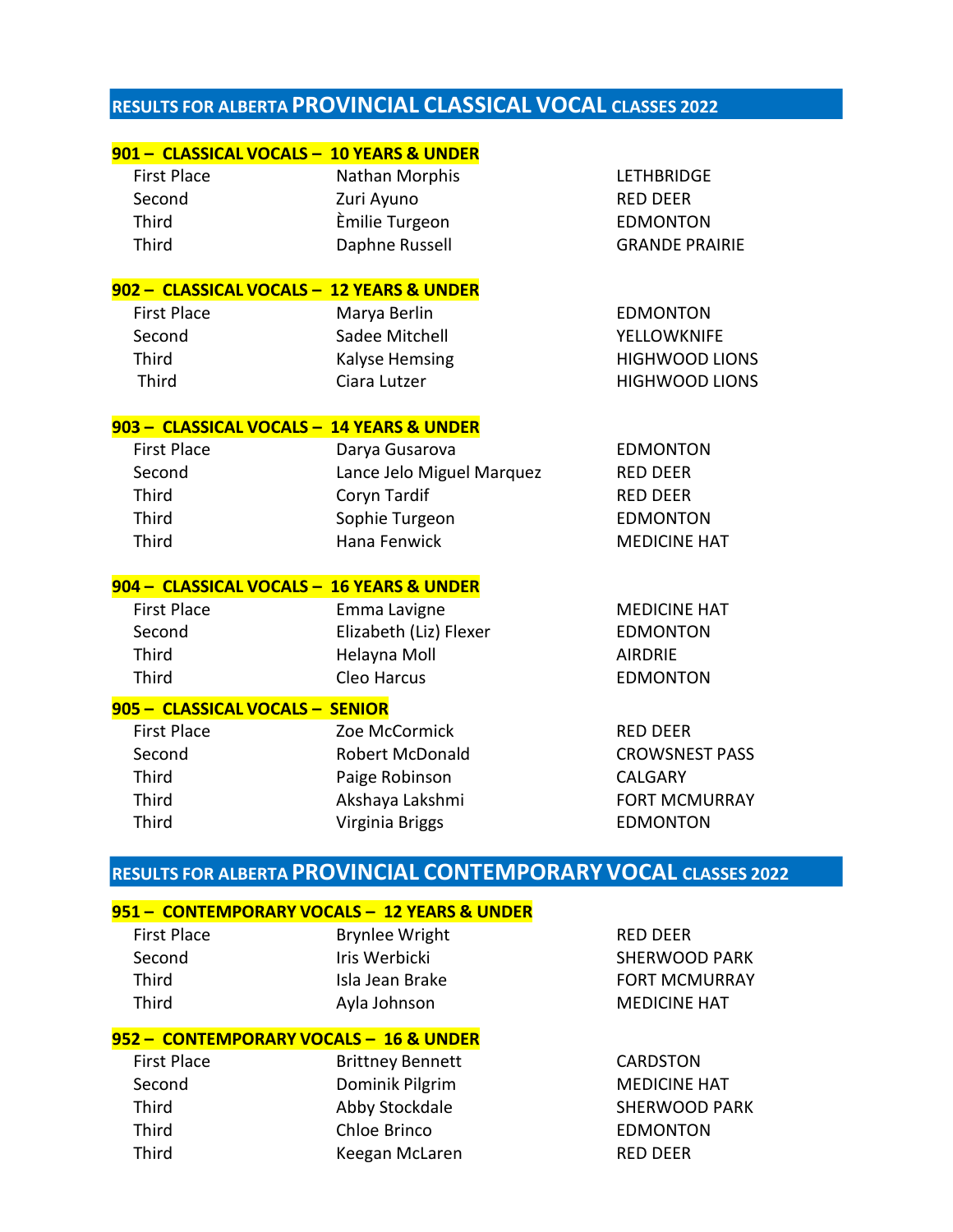## RESULTS FOR ALBERTA PROVINCIAL CLASSICAL VOCAL CLASSES 2022

### 901 – CLASSICAL VOCALS – 10 YEARS & UNDER

| | | |
|---|---|---|
| First Place | Nathan Morphis | LETHBRIDGE |
| Second | Zuri Ayuno | RED DEER |
| Third | Èmilie Turgeon | EDMONTON |
| Third | Daphne Russell | GRANDE PRAIRIE |

### 902 – CLASSICAL VOCALS – 12 YEARS & UNDER

| | | |
|---|---|---|
| First Place | Marya Berlin | EDMONTON |
| Second | Sadee Mitchell | YELLOWKNIFE |
| Third | Kalyse Hemsing | HIGHWOOD LIONS |
| Third | Ciara Lutzer | HIGHWOOD LIONS |

### 903 – CLASSICAL VOCALS – 14 YEARS & UNDER

| | | |
|---|---|---|
| First Place | Darya Gusarova | EDMONTON |
| Second | Lance Jelo Miguel Marquez | RED DEER |
| Third | Coryn Tardif | RED DEER |
| Third | Sophie Turgeon | EDMONTON |
| Third | Hana Fenwick | MEDICINE HAT |

### 904 – CLASSICAL VOCALS – 16 YEARS & UNDER

| | | |
|---|---|---|
| First Place | Emma Lavigne | MEDICINE HAT |
| Second | Elizabeth (Liz) Flexer | EDMONTON |
| Third | Helayna Moll | AIRDRIE |
| Third | Cleo Harcus | EDMONTON |

### 905 – CLASSICAL VOCALS – SENIOR

| | | |
|---|---|---|
| First Place | Zoe McCormick | RED DEER |
| Second | Robert McDonald | CROWSNEST PASS |
| Third | Paige Robinson | CALGARY |
| Third | Akshaya Lakshmi | FORT MCMURRAY |
| Third | Virginia Briggs | EDMONTON |

## RESULTS FOR ALBERTA PROVINCIAL CONTEMPORARY VOCAL CLASSES 2022

### 951 – CONTEMPORARY VOCALS – 12 YEARS & UNDER

| | | |
|---|---|---|
| First Place | Brynlee Wright | RED DEER |
| Second | Iris Werbicki | SHERWOOD PARK |
| Third | Isla Jean Brake | FORT MCMURRAY |
| Third | Ayla Johnson | MEDICINE HAT |

### 952 – CONTEMPORARY VOCALS – 16 & UNDER

| | | |
|---|---|---|
| First Place | Brittney Bennett | CARDSTON |
| Second | Dominik Pilgrim | MEDICINE HAT |
| Third | Abby Stockdale | SHERWOOD PARK |
| Third | Chloe Brinco | EDMONTON |
| Third | Keegan McLaren | RED DEER |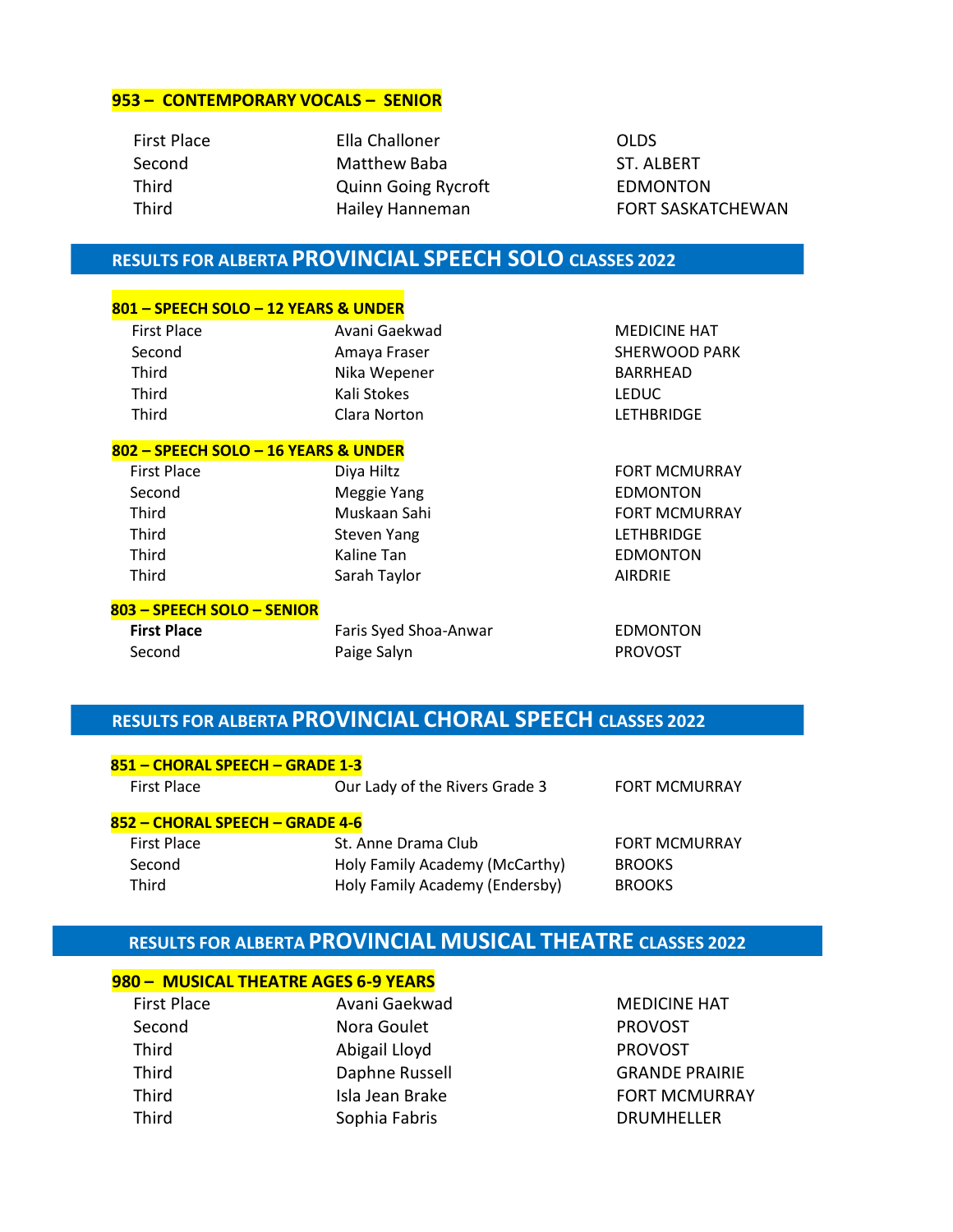### 953 – CONTEMPORARY VOCALS – SENIOR

| | | |
|---|---|---|
| First Place | Ella Challoner | OLDS |
| Second | Matthew Baba | ST. ALBERT |
| Third | Quinn Going Rycroft | EDMONTON |
| Third | Hailey Hanneman | FORT SASKATCHEWAN |

## RESULTS FOR ALBERTA PROVINCIAL SPEECH SOLO CLASSES 2022

### 801 – SPEECH SOLO – 12 YEARS & UNDER

| | | |
|---|---|---|
| First Place | Avani Gaekwad | MEDICINE HAT |
| Second | Amaya Fraser | SHERWOOD PARK |
| Third | Nika Wepener | BARRHEAD |
| Third | Kali Stokes | LEDUC |
| Third | Clara Norton | LETHBRIDGE |

### 802 – SPEECH SOLO – 16 YEARS & UNDER

| | | |
|---|---|---|
| First Place | Diya Hiltz | FORT MCMURRAY |
| Second | Meggie Yang | EDMONTON |
| Third | Muskaan Sahi | FORT MCMURRAY |
| Third | Steven Yang | LETHBRIDGE |
| Third | Kaline Tan | EDMONTON |
| Third | Sarah Taylor | AIRDRIE |

### 803 – SPEECH SOLO – SENIOR

| | | |
|---|---|---|
| **First Place** | Faris Syed Shoa-Anwar | EDMONTON |
| Second | Paige Salyn | PROVOST |

## RESULTS FOR ALBERTA PROVINCIAL CHORAL SPEECH CLASSES 2022

### 851 – CHORAL SPEECH – GRADE 1-3

| | | |
|---|---|---|
| First Place | Our Lady of the Rivers Grade 3 | FORT MCMURRAY |

### 852 – CHORAL SPEECH – GRADE 4-6

| | | |
|---|---|---|
| First Place | St. Anne Drama Club | FORT MCMURRAY |
| Second | Holy Family Academy (McCarthy) | BROOKS |
| Third | Holy Family Academy (Endersby) | BROOKS |

## RESULTS FOR ALBERTA PROVINCIAL MUSICAL THEATRE CLASSES 2022

### 980 – MUSICAL THEATRE AGES 6-9 YEARS

| | | |
|---|---|---|
| First Place | Avani Gaekwad | MEDICINE HAT |
| Second | Nora Goulet | PROVOST |
| Third | Abigail Lloyd | PROVOST |
| Third | Daphne Russell | GRANDE PRAIRIE |
| Third | Isla Jean Brake | FORT MCMURRAY |
| Third | Sophia Fabris | DRUMHELLER |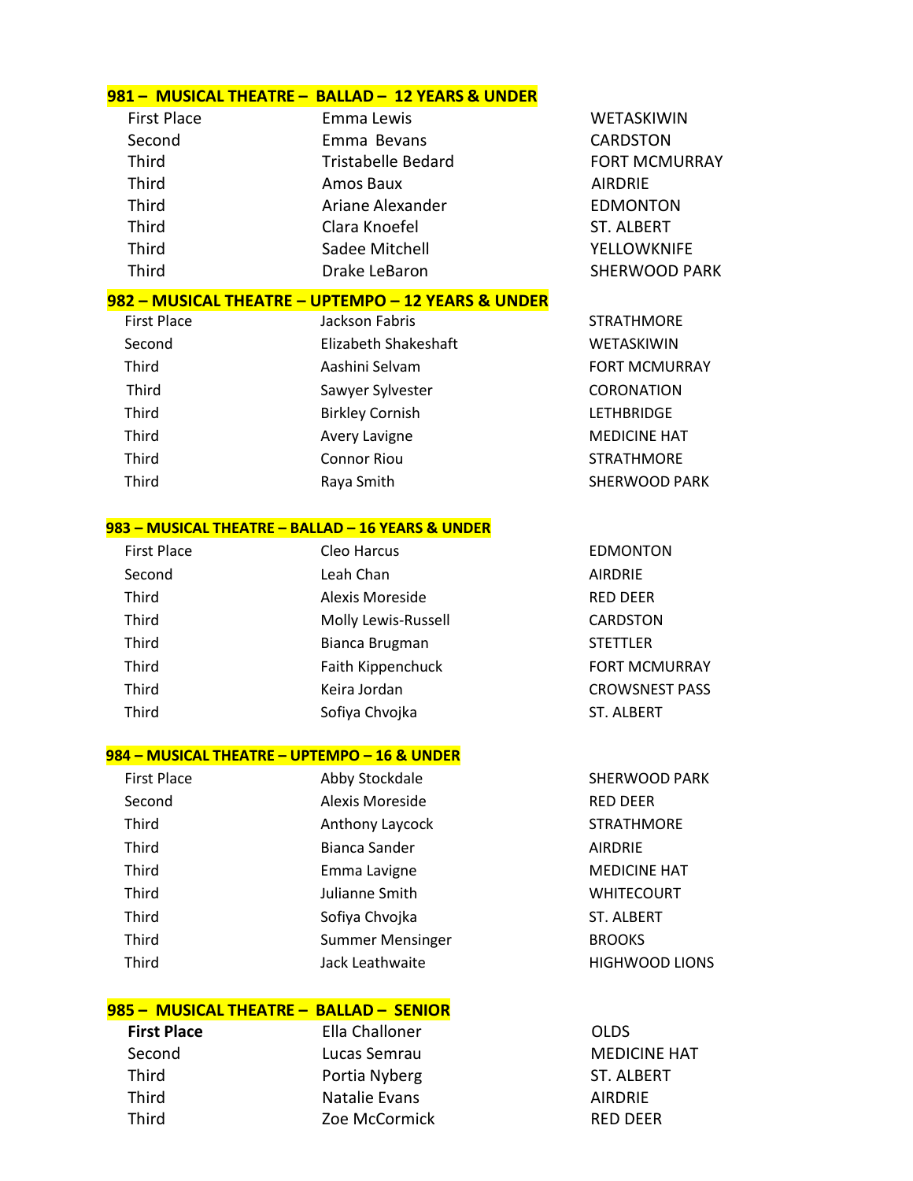## 981 – MUSICAL THEATRE – BALLAD – 12 YEARS & UNDER

| | | |
|---|---|---|
| First Place | Emma Lewis | WETASKIWIN |
| Second | Emma Bevans | CARDSTON |
| Third | Tristabelle Bedard | FORT MCMURRAY |
| Third | Amos Baux | AIRDRIE |
| Third | Ariane Alexander | EDMONTON |
| Third | Clara Knoefel | ST. ALBERT |
| Third | Sadee Mitchell | YELLOWKNIFE |
| Third | Drake LeBaron | SHERWOOD PARK |

## 982 – MUSICAL THEATRE – UPTEMPO – 12 YEARS & UNDER

| | | |
|---|---|---|
| First Place | Jackson Fabris | STRATHMORE |
| Second | Elizabeth Shakeshaft | WETASKIWIN |
| Third | Aashini Selvam | FORT MCMURRAY |
| Third | Sawyer Sylvester | CORONATION |
| Third | Birkley Cornish | LETHBRIDGE |
| Third | Avery Lavigne | MEDICINE HAT |
| Third | Connor Riou | STRATHMORE |
| Third | Raya Smith | SHERWOOD PARK |

## 983 – MUSICAL THEATRE – BALLAD – 16 YEARS & UNDER

| | | |
|---|---|---|
| First Place | Cleo Harcus | EDMONTON |
| Second | Leah Chan | AIRDRIE |
| Third | Alexis Moreside | RED DEER |
| Third | Molly Lewis-Russell | CARDSTON |
| Third | Bianca Brugman | STETTLER |
| Third | Faith Kippenchuck | FORT MCMURRAY |
| Third | Keira Jordan | CROWSNEST PASS |
| Third | Sofiya Chvojka | ST. ALBERT |

## 984 – MUSICAL THEATRE – UPTEMPO – 16 & UNDER

| | | |
|---|---|---|
| First Place | Abby Stockdale | SHERWOOD PARK |
| Second | Alexis Moreside | RED DEER |
| Third | Anthony Laycock | STRATHMORE |
| Third | Bianca Sander | AIRDRIE |
| Third | Emma Lavigne | MEDICINE HAT |
| Third | Julianne Smith | WHITECOURT |
| Third | Sofiya Chvojka | ST. ALBERT |
| Third | Summer Mensinger | BROOKS |
| Third | Jack Leathwaite | HIGHWOOD LIONS |

## 985 – MUSICAL THEATRE – BALLAD – SENIOR

| | | |
|---|---|---|
| **First Place** | Ella Challoner | OLDS |
| Second | Lucas Semrau | MEDICINE HAT |
| Third | Portia Nyberg | ST. ALBERT |
| Third | Natalie Evans | AIRDRIE |
| Third | Zoe McCormick | RED DEER |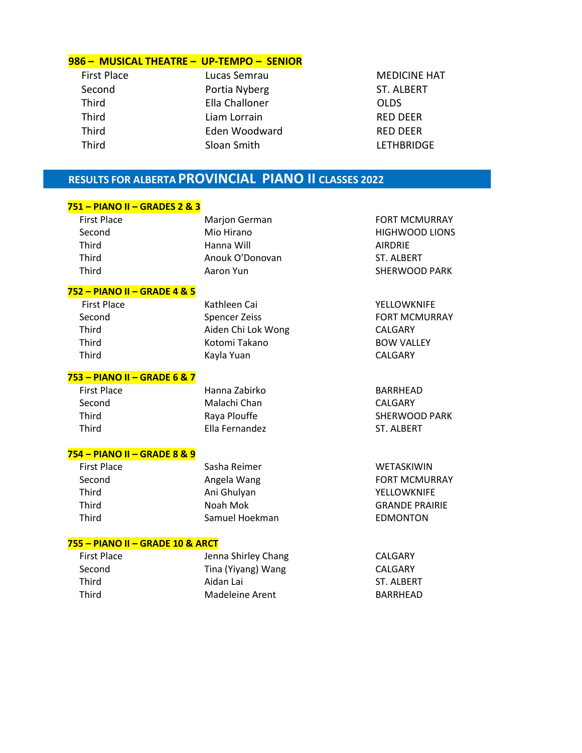### 986 – MUSICAL THEATRE – UP-TEMPO – SENIOR

| | | |
|---|---|---|
| First Place | Lucas Semrau | MEDICINE HAT |
| Second | Portia Nyberg | ST. ALBERT |
| Third | Ella Challoner | OLDS |
| Third | Liam Lorrain | RED DEER |
| Third | Eden Woodward | RED DEER |
| Third | Sloan Smith | LETHBRIDGE |

## RESULTS FOR ALBERTA PROVINCIAL PIANO II CLASSES 2022

### 751 – PIANO II – GRADES 2 & 3

| | | |
|---|---|---|
| First Place | Marjon German | FORT MCMURRAY |
| Second | Mio Hirano | HIGHWOOD LIONS |
| Third | Hanna Will | AIRDRIE |
| Third | Anouk O'Donovan | ST. ALBERT |
| Third | Aaron Yun | SHERWOOD PARK |

### 752 – PIANO II – GRADE 4 & 5

| | | |
|---|---|---|
| First Place | Kathleen Cai | YELLOWKNIFE |
| Second | Spencer Zeiss | FORT MCMURRAY |
| Third | Aiden Chi Lok Wong | CALGARY |
| Third | Kotomi Takano | BOW VALLEY |
| Third | Kayla Yuan | CALGARY |

### 753 – PIANO II – GRADE 6 & 7

| | | |
|---|---|---|
| First Place | Hanna Zabirko | BARRHEAD |
| Second | Malachi Chan | CALGARY |
| Third | Raya Plouffe | SHERWOOD PARK |
| Third | Ella Fernandez | ST. ALBERT |

### 754 – PIANO II – GRADE 8 & 9

| | | |
|---|---|---|
| First Place | Sasha Reimer | WETASKIWIN |
| Second | Angela Wang | FORT MCMURRAY |
| Third | Ani Ghulyan | YELLOWKNIFE |
| Third | Noah Mok | GRANDE PRAIRIE |
| Third | Samuel Hoekman | EDMONTON |

### 755 – PIANO II – GRADE 10 & ARCT

| | | |
|---|---|---|
| First Place | Jenna Shirley Chang | CALGARY |
| Second | Tina (Yiyang) Wang | CALGARY |
| Third | Aidan Lai | ST. ALBERT |
| Third | Madeleine Arent | BARRHEAD |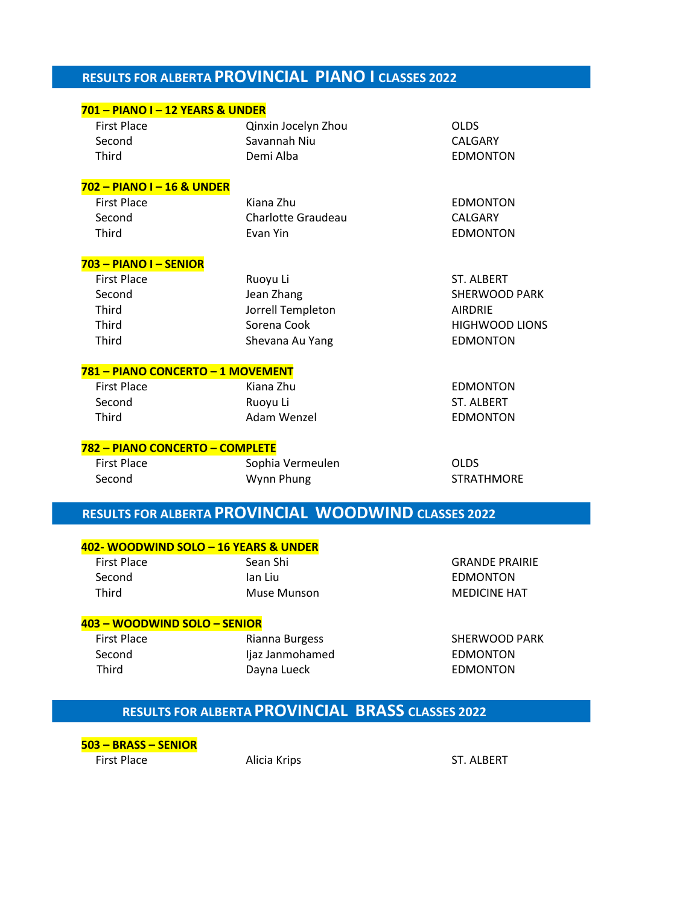## RESULTS FOR ALBERTA PROVINCIAL PIANO I CLASSES 2022

### 701 – PIANO I – 12 YEARS & UNDER

| | | |
|---|---|---|
| First Place | Qinxin Jocelyn Zhou | OLDS |
| Second | Savannah Niu | CALGARY |
| Third | Demi Alba | EDMONTON |

### 702 – PIANO I – 16 & UNDER

| | | |
|---|---|---|
| First Place | Kiana Zhu | EDMONTON |
| Second | Charlotte Graudeau | CALGARY |
| Third | Evan Yin | EDMONTON |

### 703 – PIANO I – SENIOR

| | | |
|---|---|---|
| First Place | Ruoyu Li | ST. ALBERT |
| Second | Jean Zhang | SHERWOOD PARK |
| Third | Jorrell Templeton | AIRDRIE |
| Third | Sorena Cook | HIGHWOOD LIONS |
| Third | Shevana Au Yang | EDMONTON |

### 781 – PIANO CONCERTO – 1 MOVEMENT

| | | |
|---|---|---|
| First Place | Kiana Zhu | EDMONTON |
| Second | Ruoyu Li | ST. ALBERT |
| Third | Adam Wenzel | EDMONTON |

### 782 – PIANO CONCERTO – COMPLETE

| | | |
|---|---|---|
| First Place | Sophia Vermeulen | OLDS |
| Second | Wynn Phung | STRATHMORE |

## RESULTS FOR ALBERTA PROVINCIAL WOODWIND CLASSES 2022

### 402- WOODWIND SOLO – 16 YEARS & UNDER

| | | |
|---|---|---|
| First Place | Sean Shi | GRANDE PRAIRIE |
| Second | Ian Liu | EDMONTON |
| Third | Muse Munson | MEDICINE HAT |

### 403 – WOODWIND SOLO – SENIOR

| | | |
|---|---|---|
| First Place | Rianna Burgess | SHERWOOD PARK |
| Second | Ijaz Janmohamed | EDMONTON |
| Third | Dayna Lueck | EDMONTON |

## RESULTS FOR ALBERTA PROVINCIAL BRASS CLASSES 2022

### 503 – BRASS – SENIOR

| | | |
|---|---|---|
| First Place | Alicia Krips | ST. ALBERT |